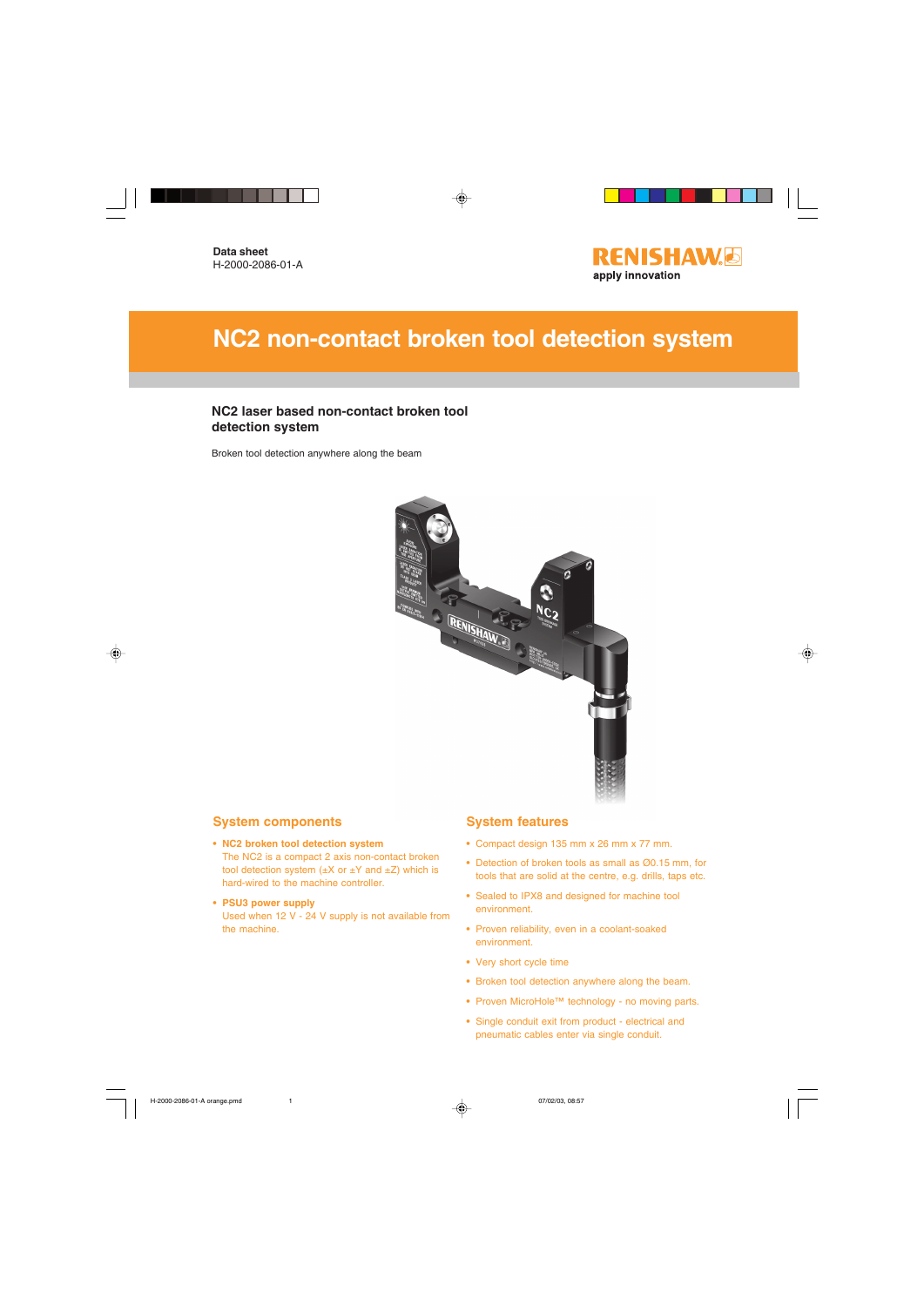Data sheet
H-2000-2086-01-A

RENISHAW
apply innovation

# NC2 non-contact broken tool detection system

## NC2 laser based non-contact broken tool detection system

Broken tool detection anywhere along the beam

## System components

- **NC2 broken tool detection system**
  The NC2 is a compact 2 axis non-contact broken tool detection system (±X or ±Y and ±Z) which is hard-wired to the machine controller.
- **PSU3 power supply**
  Used when 12 V - 24 V supply is not available from the machine.

## System features

- Compact design 135 mm x 26 mm x 77 mm.
- Detection of broken tools as small as Ø0.15 mm, for tools that are solid at the centre, e.g. drills, taps etc.
- Sealed to IPX8 and designed for machine tool environment.
- Proven reliability, even in a coolant-soaked environment.
- Very short cycle time
- Broken tool detection anywhere along the beam.
- Proven MicroHole™ technology - no moving parts.
- Single conduit exit from product - electrical and pneumatic cables enter via single conduit.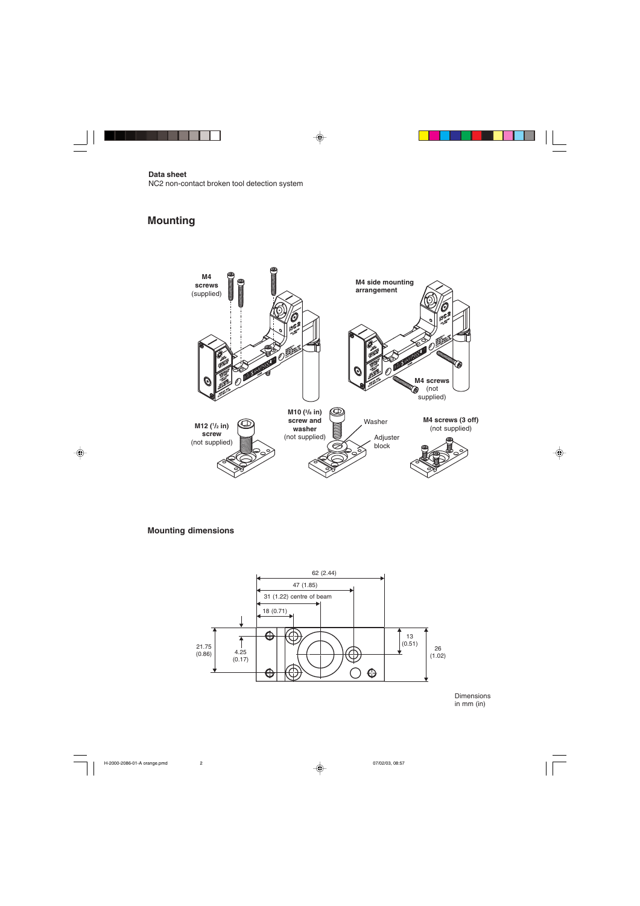**Data sheet**
NC2 non-contact broken tool detection system

## Mounting

**M4 screws** (supplied)

**M4 side mounting arrangement**

**M4 screws** (not supplied)

**M12 (½ in) screw** (not supplied)

**M10 (⅜ in) screw and washer** (not supplied)

Washer

Adjuster block

**M4 screws (3 off)** (not supplied)

### Mounting dimensions

62 (2.44)

47 (1.85)

31 (1.22) centre of beam

18 (0.71)

21.75 (0.86)

4.25 (0.17)

13 (0.51)

26 (1.02)

Dimensions in mm (in)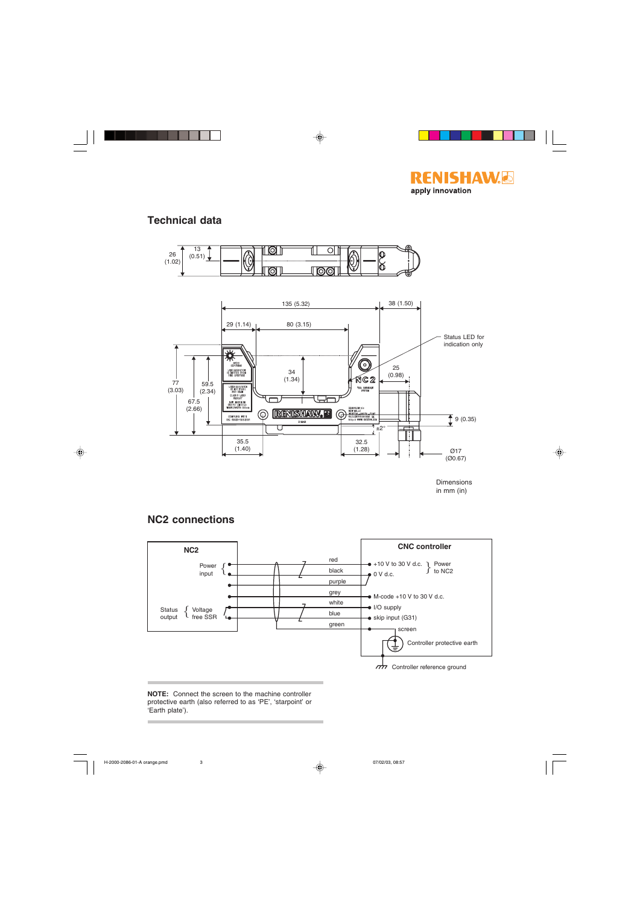## Technical data

26 (1.02)
13 (0.51)

135 (5.32)
38 (1.50)
29 (1.14)
80 (3.15)
Status LED for indication only
34 (1.34)
25 (0.98)
77 (3.03)
59.5 (2.34)
67.5 (2.66)
9 (0.35)
±2°
35.5 (1.40)
32.5 (1.28)
Ø17 (Ø0.67)

Dimensions in mm (in)

## NC2 connections

| NC2 | Wire colour | CNC controller |
|---|---|---|
| Power input | red | +10 V to 30 V d.c. (Power to NC2) |
| Power input | black | 0 V d.c. (Power to NC2) |
| | purple | |
| | grey | M-code +10 V to 30 V d.c. |
| Status output – Voltage free SSR | white | I/O supply |
| Status output – Voltage free SSR | blue | skip input (G31) |
| | green | |
| | screen | Controller protective earth |

Controller reference ground

**NOTE:** Connect the screen to the machine controller protective earth (also referred to as 'PE', 'starpoint' or 'Earth plate').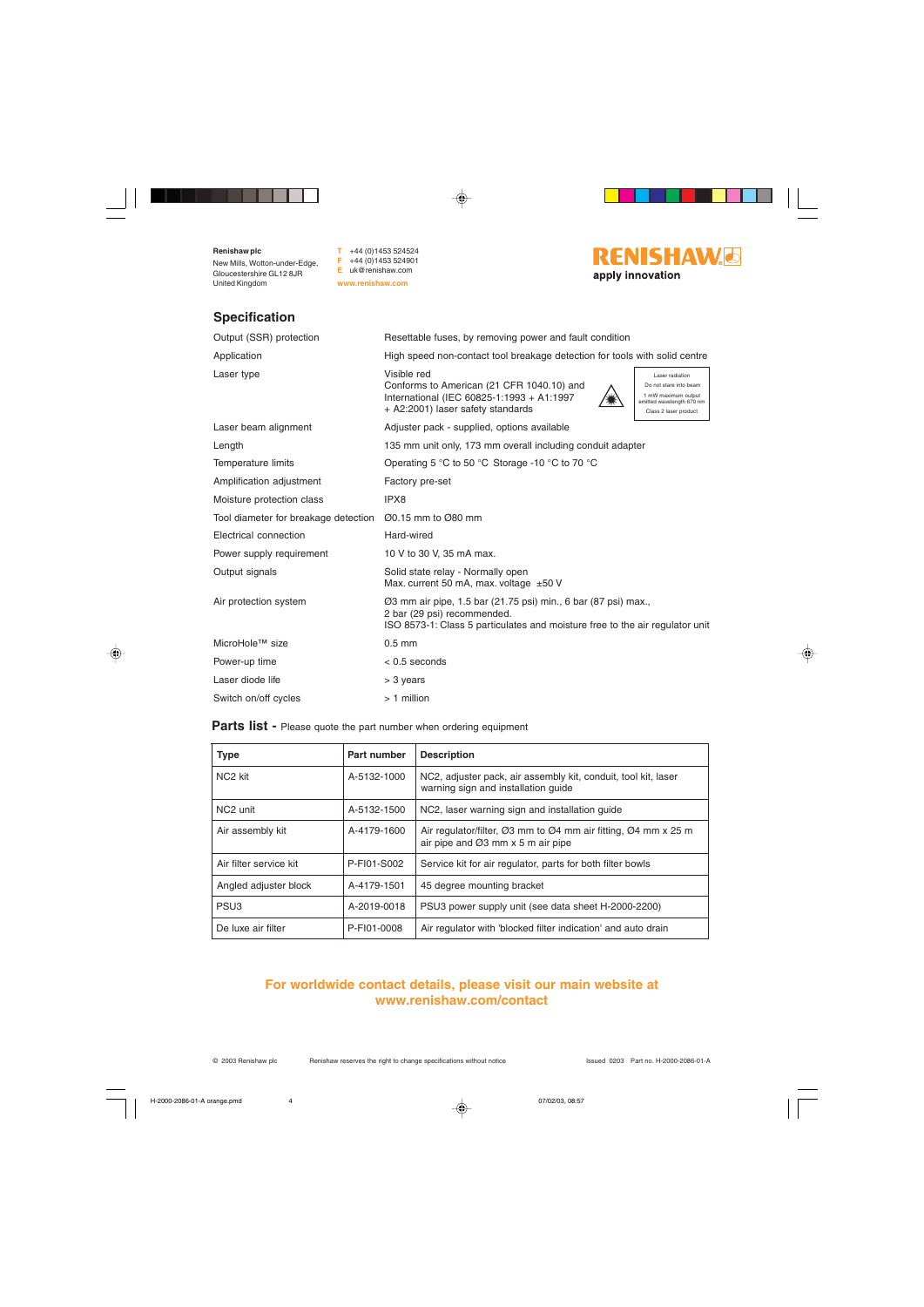**Renishaw plc**

New Mills, Wotton-under-Edge,
Gloucestershire GL12 8JR
United Kingdom

**T** +44 (0)1453 524524
**F** +44 (0)1453 524901
**E** uk@renishaw.com
**www.renishaw.com**

**RENISHAW**
**apply innovation**

## Specification

| | |
|---|---|
| Output (SSR) protection | Resettable fuses, by removing power and fault condition |
| Application | High speed non-contact tool breakage detection for tools with solid centre |
| Laser type | Visible red<br>Conforms to American (21 CFR 1040.10) and International (IEC 60825-1:1993 + A1:1997 + A2:2001) laser safety standards<br>Laser radiation. Do not stare into beam. 1 mW maximum output emitted wavelength 670 nm. Class 2 laser product |
| Laser beam alignment | Adjuster pack - supplied, options available |
| Length | 135 mm unit only, 173 mm overall including conduit adapter |
| Temperature limits | Operating 5 °C to 50 °C Storage -10 °C to 70 °C |
| Amplification adjustment | Factory pre-set |
| Moisture protection class | IPX8 |
| Tool diameter for breakage detection | Ø0.15 mm to Ø80 mm |
| Electrical connection | Hard-wired |
| Power supply requirement | 10 V to 30 V, 35 mA max. |
| Output signals | Solid state relay - Normally open<br>Max. current 50 mA, max. voltage ±50 V |
| Air protection system | Ø3 mm air pipe, 1.5 bar (21.75 psi) min., 6 bar (87 psi) max., 2 bar (29 psi) recommended.<br>ISO 8573-1: Class 5 particulates and moisture free to the air regulator unit |
| MicroHole™ size | 0.5 mm |
| Power-up time | < 0.5 seconds |
| Laser diode life | > 3 years |
| Switch on/off cycles | > 1 million |

## Parts list - Please quote the part number when ordering equipment

| Type | Part number | Description |
|---|---|---|
| NC2 kit | A-5132-1000 | NC2, adjuster pack, air assembly kit, conduit, tool kit, laser warning sign and installation guide |
| NC2 unit | A-5132-1500 | NC2, laser warning sign and installation guide |
| Air assembly kit | A-4179-1600 | Air regulator/filter, Ø3 mm to Ø4 mm air fitting, Ø4 mm x 25 m air pipe and Ø3 mm x 5 m air pipe |
| Air filter service kit | P-FI01-S002 | Service kit for air regulator, parts for both filter bowls |
| Angled adjuster block | A-4179-1501 | 45 degree mounting bracket |
| PSU3 | A-2019-0018 | PSU3 power supply unit (see data sheet H-2000-2200) |
| De luxe air filter | P-FI01-0008 | Air regulator with 'blocked filter indication' and auto drain |

**For worldwide contact details, please visit our main website at www.renishaw.com/contact**

© 2003 Renishaw plc   Renishaw reserves the right to change specifications without notice   Issued 0203 Part no. H-2000-2086-01-A